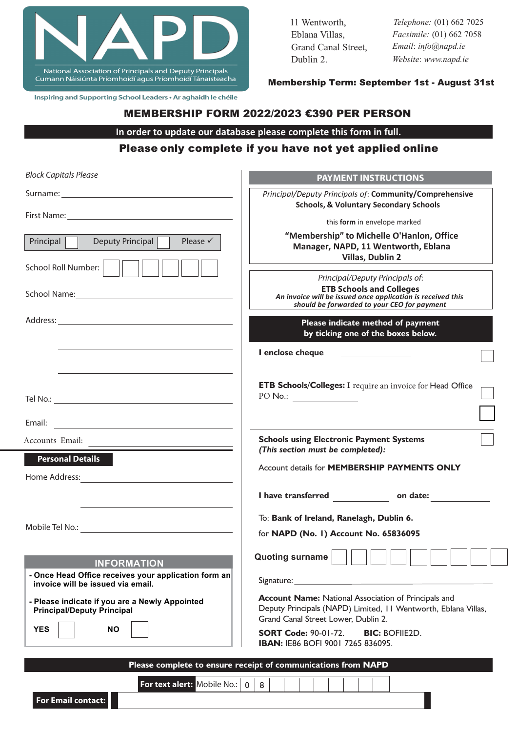NAPD

National Association of Principals and Deputy Principals
Cumann Náisiúnta Príomhoidí agus Príomhoidí Tánaisteacha

Inspiring and Supporting School Leaders • Ar aghaidh le chéile

11 Wentworth,
Eblana Villas,
Grand Canal Street,
Dublin 2.

*Telephone:* (01) 662 7025
*Facsimile:* (01) 662 7058
*Email:* *info@napd.ie*
*Website:* *www.napd.ie*

**Membership Term: September 1st - August 31st**

# MEMBERSHIP FORM 2022/2023 €390 PER PERSON

**In order to update our database please complete this form in full.**

## Please only complete if you have not yet applied online

*Block Capitals Please*

Surname: ______________________

First Name: ______________________

Principal ☐ Deputy Principal ☐ Please ✓

School Roll Number: ☐☐☐☐☐☐

School Name: ______________________

Address: ______________________

______________________

______________________

Tel No.: ______________________

Email: ______________________

Accounts Email: ______________________

**Personal Details**

Home Address: ______________________

______________________

Mobile Tel No.: ______________________

### INFORMATION

- **Once Head Office receives your application form an invoice will be issued via email.**
- **Please indicate if you are a Newly Appointed Principal/Deputy Principal**

**YES** ☐ **NO** ☐

### PAYMENT INSTRUCTIONS

*Principal/Deputy Principals of*: **Community/Comprehensive Schools, & Voluntary Secondary Schools**

this **form** in envelope marked

**"Membership" to Michelle O'Hanlon, Office Manager, NAPD, 11 Wentworth, Eblana Villas, Dublin 2**

*Principal/Deputy Principals of*:
**ETB Schools and Colleges**
***An invoice will be issued once application is received this should be forwarded to your CEO for payment***

**Please indicate method of payment by ticking one of the boxes below.**

**I enclose cheque** __________ ☐

**ETB Schools/Colleges:** I require an invoice for Head Office PO No.: __________ ☐

☐

**Schools using Electronic Payment Systems** ☐
***(This section must be completed):***

Account details for **MEMBERSHIP PAYMENTS ONLY**

**I have transferred** __________ **on date:** __________

To: **Bank of Ireland, Ranelagh, Dublin 6.**

for **NAPD (No. 1) Account No. 65836095**

**Quoting surname** ☐☐☐☐☐☐☐☐☐

Signature: ______________________

**Account Name:** National Association of Principals and Deputy Principals (NAPD) Limited, 11 Wentworth, Eblana Villas, Grand Canal Street Lower, Dublin 2.

**SORT Code:** 90-01-72. **BIC:** BOFIIE2D.
**IBAN:** IE86 BOFI 9001 7265 836095.

**Please complete to ensure receipt of communications from NAPD**

**For text alert:** Mobile No.: 0 8 ☐☐☐☐☐☐☐☐

**For Email contact:** ______________________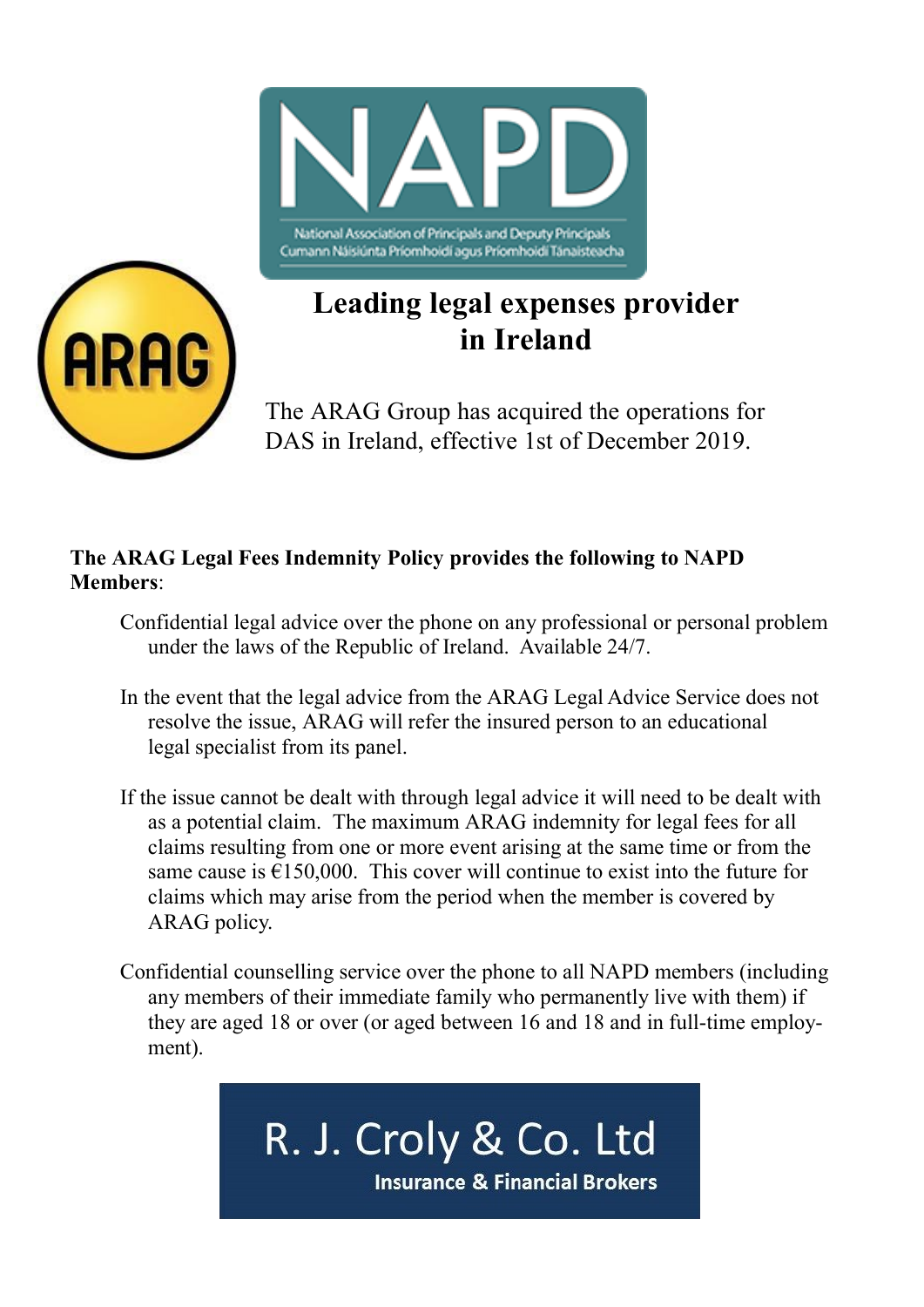NAPD

National Association of Principals and Deputy Principals
Cumann Náisiúnta Príomhoidí agus Príomhoidí Tánaisteacha

ARAG

# Leading legal expenses provider in Ireland

The ARAG Group has acquired the operations for DAS in Ireland, effective 1st of December 2019.

**The ARAG Legal Fees Indemnity Policy provides the following to NAPD Members**:

- Confidential legal advice over the phone on any professional or personal problem under the laws of the Republic of Ireland. Available 24/7.

- In the event that the legal advice from the ARAG Legal Advice Service does not resolve the issue, ARAG will refer the insured person to an educational legal specialist from its panel.

- If the issue cannot be dealt with through legal advice it will need to be dealt with as a potential claim. The maximum ARAG indemnity for legal fees for all claims resulting from one or more event arising at the same time or from the same cause is €150,000. This cover will continue to exist into the future for claims which may arise from the period when the member is covered by ARAG policy.

- Confidential counselling service over the phone to all NAPD members (including any members of their immediate family who permanently live with them) if they are aged 18 or over (or aged between 16 and 18 and in full-time employment).

R. J. Croly & Co. Ltd
Insurance & Financial Brokers